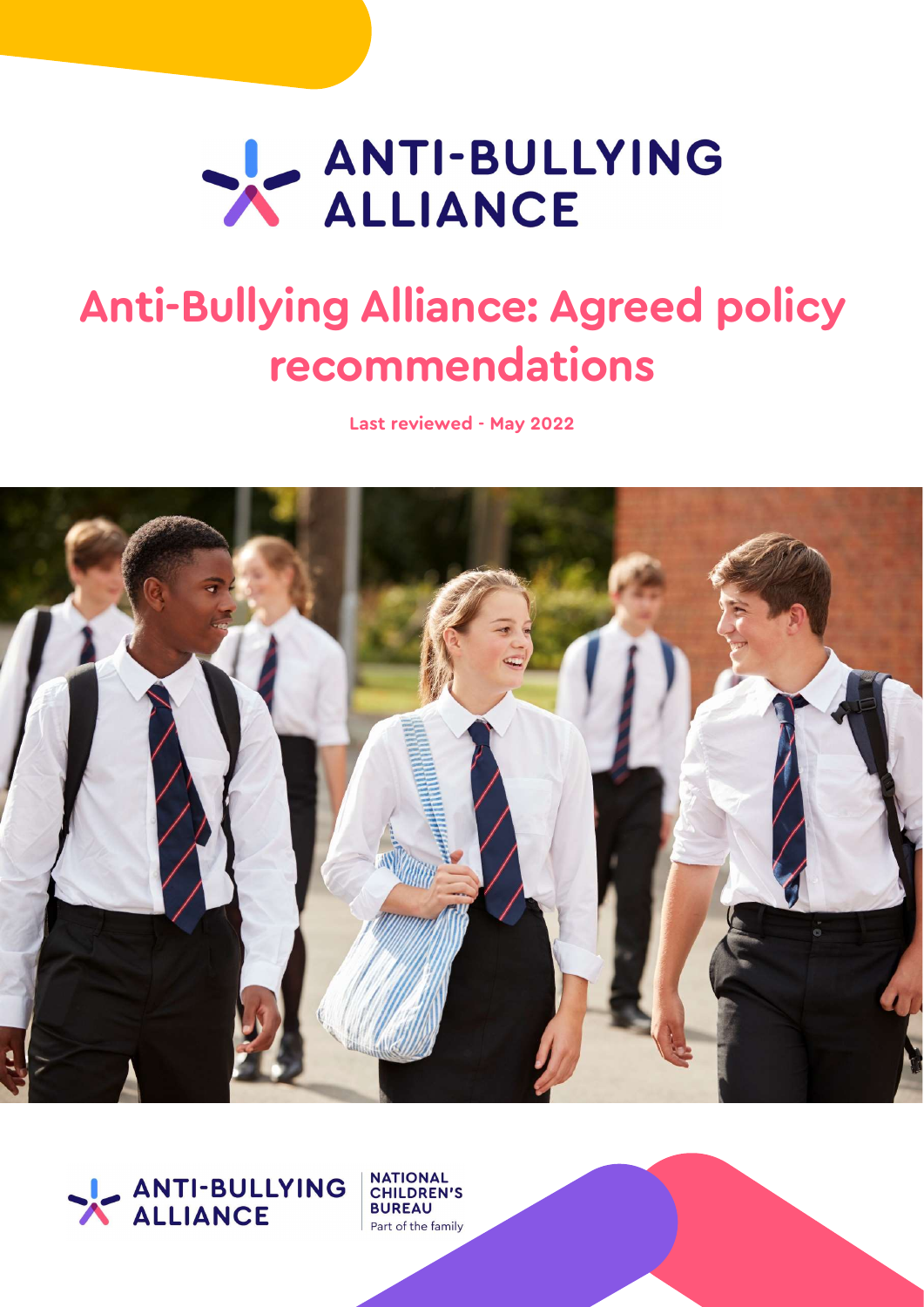ANTI-BULLYING ALLIANCE

# Anti-Bullying Alliance: Agreed policy recommendations

**Last reviewed - May 2022**

ANTI-BULLYING ALLIANCE

NATIONAL CHILDREN'S BUREAU
Part of the family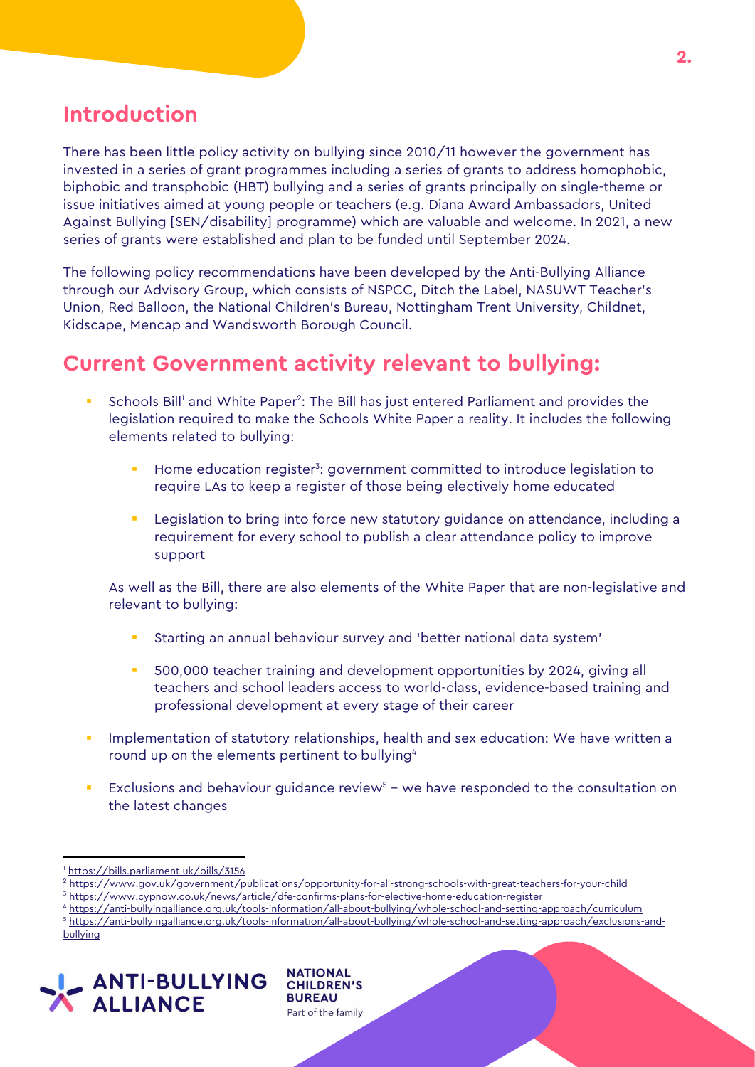## Introduction

There has been little policy activity on bullying since 2010/11 however the government has invested in a series of grant programmes including a series of grants to address homophobic, biphobic and transphobic (HBT) bullying and a series of grants principally on single-theme or issue initiatives aimed at young people or teachers (e.g. Diana Award Ambassadors, United Against Bullying [SEN/disability] programme) which are valuable and welcome. In 2021, a new series of grants were established and plan to be funded until September 2024.

The following policy recommendations have been developed by the Anti-Bullying Alliance through our Advisory Group, which consists of NSPCC, Ditch the Label, NASUWT Teacher's Union, Red Balloon, the National Children's Bureau, Nottingham Trent University, Childnet, Kidscape, Mencap and Wandsworth Borough Council.

## Current Government activity relevant to bullying:

- Schools Bill[1] and White Paper[2]: The Bill has just entered Parliament and provides the legislation required to make the Schools White Paper a reality. It includes the following elements related to bullying:
    - Home education register[3]: government committed to introduce legislation to require LAs to keep a register of those being electively home educated
    - Legislation to bring into force new statutory guidance on attendance, including a requirement for every school to publish a clear attendance policy to improve support

  As well as the Bill, there are also elements of the White Paper that are non-legislative and relevant to bullying:

    - Starting an annual behaviour survey and 'better national data system'
    - 500,000 teacher training and development opportunities by 2024, giving all teachers and school leaders access to world-class, evidence-based training and professional development at every stage of their career
- Implementation of statutory relationships, health and sex education: We have written a round up on the elements pertinent to bullying[4]
- Exclusions and behaviour guidance review[5] – we have responded to the consultation on the latest changes

[1] https://bills.parliament.uk/bills/3156
[2] https://www.gov.uk/government/publications/opportunity-for-all-strong-schools-with-great-teachers-for-your-child
[3] https://www.cypnow.co.uk/news/article/dfe-confirms-plans-for-elective-home-education-register
[4] https://anti-bullyingalliance.org.uk/tools-information/all-about-bullying/whole-school-and-setting-approach/curriculum
[5] https://anti-bullyingalliance.org.uk/tools-information/all-about-bullying/whole-school-and-setting-approach/exclusions-and-bullying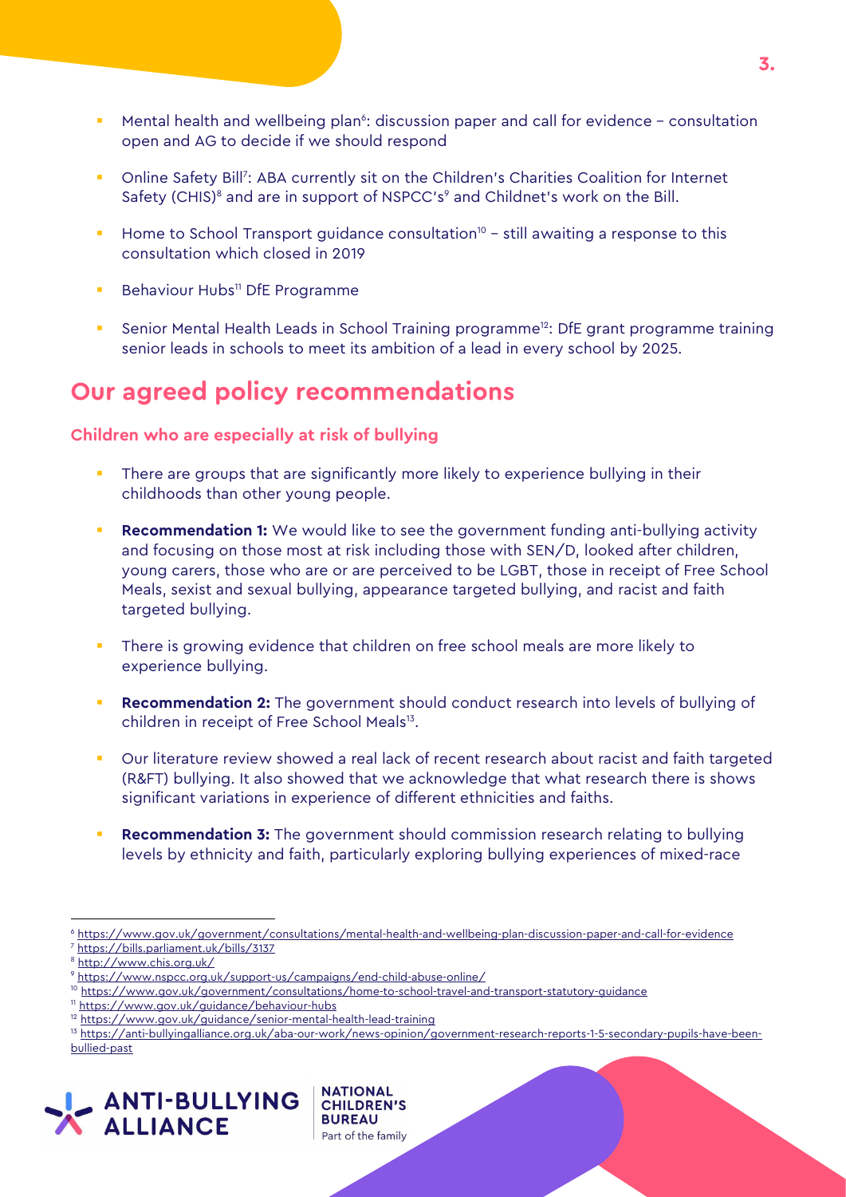- Mental health and wellbeing plan[6]: discussion paper and call for evidence – consultation open and AG to decide if we should respond
- Online Safety Bill[7]: ABA currently sit on the Children's Charities Coalition for Internet Safety (CHIS)[8] and are in support of NSPCC's[9] and Childnet's work on the Bill.
- Home to School Transport guidance consultation[10] – still awaiting a response to this consultation which closed in 2019
- Behaviour Hubs[11] DfE Programme
- Senior Mental Health Leads in School Training programme[12]: DfE grant programme training senior leads in schools to meet its ambition of a lead in every school by 2025.

## Our agreed policy recommendations

### Children who are especially at risk of bullying

- There are groups that are significantly more likely to experience bullying in their childhoods than other young people.
- **Recommendation 1:** We would like to see the government funding anti-bullying activity and focusing on those most at risk including those with SEN/D, looked after children, young carers, those who are or are perceived to be LGBT, those in receipt of Free School Meals, sexist and sexual bullying, appearance targeted bullying, and racist and faith targeted bullying.
- There is growing evidence that children on free school meals are more likely to experience bullying.
- **Recommendation 2:** The government should conduct research into levels of bullying of children in receipt of Free School Meals[13].
- Our literature review showed a real lack of recent research about racist and faith targeted (R&FT) bullying. It also showed that we acknowledge that what research there is shows significant variations in experience of different ethnicities and faiths.
- **Recommendation 3:** The government should commission research relating to bullying levels by ethnicity and faith, particularly exploring bullying experiences of mixed-race

---

[6] https://www.gov.uk/government/consultations/mental-health-and-wellbeing-plan-discussion-paper-and-call-for-evidence
[7] https://bills.parliament.uk/bills/3137
[8] http://www.chis.org.uk/
[9] https://www.nspcc.org.uk/support-us/campaigns/end-child-abuse-online/
[10] https://www.gov.uk/government/consultations/home-to-school-travel-and-transport-statutory-guidance
[11] https://www.gov.uk/guidance/behaviour-hubs
[12] https://www.gov.uk/guidance/senior-mental-health-lead-training
[13] https://anti-bullyingalliance.org.uk/aba-our-work/news-opinion/government-research-reports-1-5-secondary-pupils-have-been-bullied-past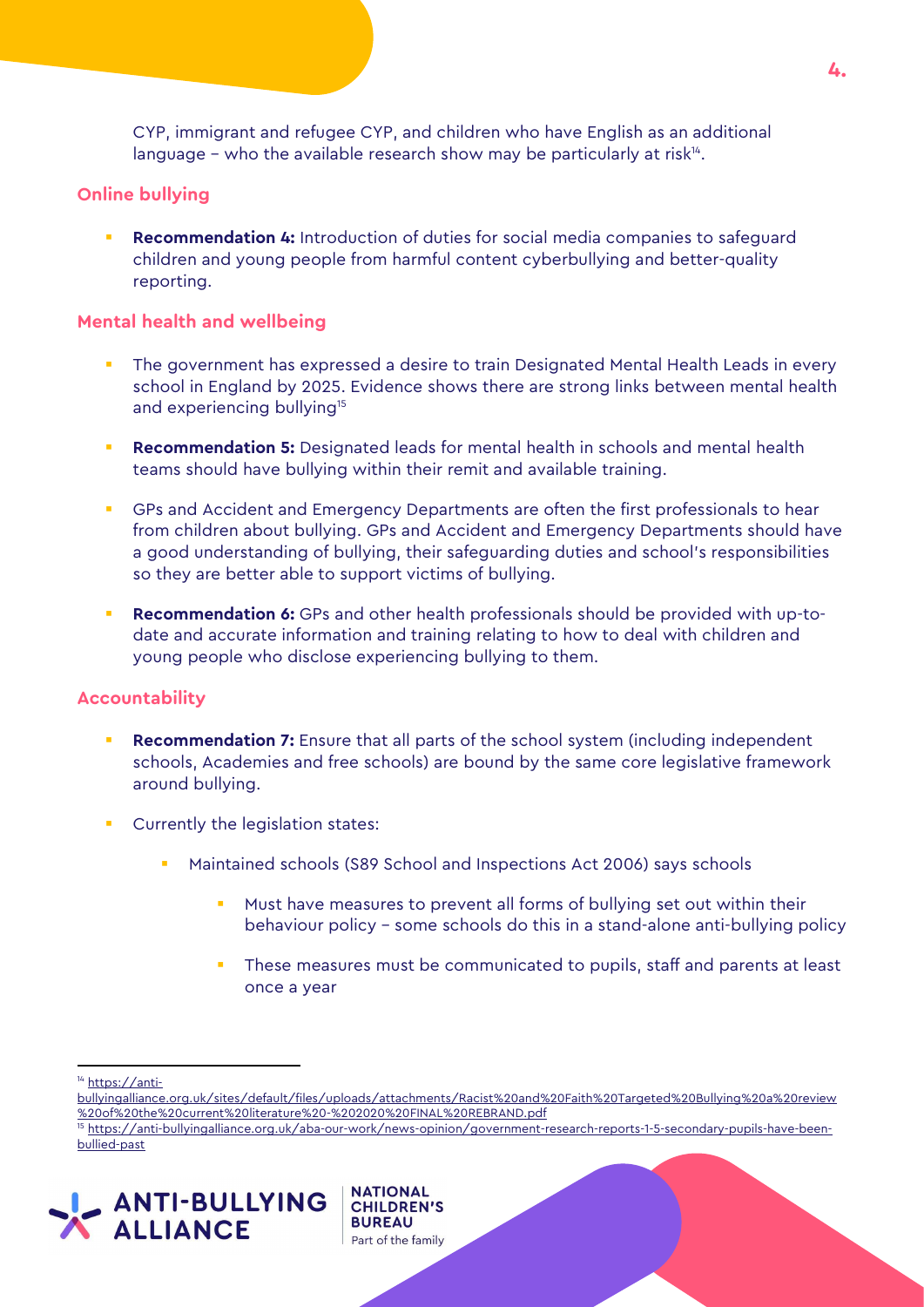CYP, immigrant and refugee CYP, and children who have English as an additional language – who the available research show may be particularly at risk[14].

## Online bullying

- **Recommendation 4:** Introduction of duties for social media companies to safeguard children and young people from harmful content cyberbullying and better-quality reporting.

## Mental health and wellbeing

- The government has expressed a desire to train Designated Mental Health Leads in every school in England by 2025. Evidence shows there are strong links between mental health and experiencing bullying[15]
- **Recommendation 5:** Designated leads for mental health in schools and mental health teams should have bullying within their remit and available training.
- GPs and Accident and Emergency Departments are often the first professionals to hear from children about bullying. GPs and Accident and Emergency Departments should have a good understanding of bullying, their safeguarding duties and school's responsibilities so they are better able to support victims of bullying.
- **Recommendation 6:** GPs and other health professionals should be provided with up-to-date and accurate information and training relating to how to deal with children and young people who disclose experiencing bullying to them.

## Accountability

- **Recommendation 7:** Ensure that all parts of the school system (including independent schools, Academies and free schools) are bound by the same core legislative framework around bullying.
- Currently the legislation states:
  - Maintained schools (S89 School and Inspections Act 2006) says schools
    - Must have measures to prevent all forms of bullying set out within their behaviour policy – some schools do this in a stand-alone anti-bullying policy
    - These measures must be communicated to pupils, staff and parents at least once a year

---

[14] https://anti-bullyingalliance.org.uk/sites/default/files/uploads/attachments/Racist%20and%20Faith%20Targeted%20Bullying%20a%20review%20of%20the%20current%20literature%20-%202020%20FINAL%20REBRAND.pdf

[15] https://anti-bullyingalliance.org.uk/aba-our-work/news-opinion/government-research-reports-1-5-secondary-pupils-have-been-bullied-past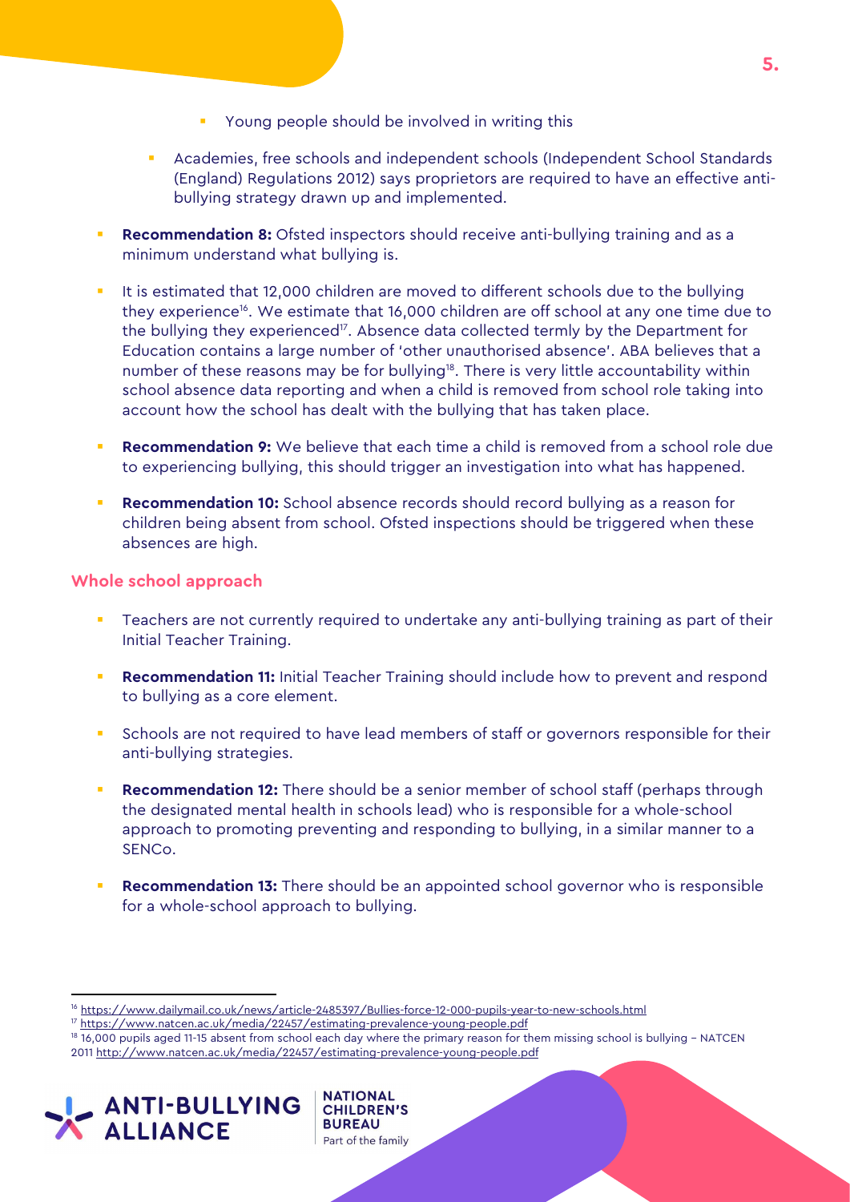- Young people should be involved in writing this
- Academies, free schools and independent schools (Independent School Standards (England) Regulations 2012) says proprietors are required to have an effective anti-bullying strategy drawn up and implemented.

- **Recommendation 8:** Ofsted inspectors should receive anti-bullying training and as a minimum understand what bullying is.
- It is estimated that 12,000 children are moved to different schools due to the bullying they experience[16]. We estimate that 16,000 children are off school at any one time due to the bullying they experienced[17]. Absence data collected termly by the Department for Education contains a large number of 'other unauthorised absence'. ABA believes that a number of these reasons may be for bullying[18]. There is very little accountability within school absence data reporting and when a child is removed from school role taking into account how the school has dealt with the bullying that has taken place.
- **Recommendation 9:** We believe that each time a child is removed from a school role due to experiencing bullying, this should trigger an investigation into what has happened.
- **Recommendation 10:** School absence records should record bullying as a reason for children being absent from school. Ofsted inspections should be triggered when these absences are high.

### Whole school approach

- Teachers are not currently required to undertake any anti-bullying training as part of their Initial Teacher Training.
- **Recommendation 11:** Initial Teacher Training should include how to prevent and respond to bullying as a core element.
- Schools are not required to have lead members of staff or governors responsible for their anti-bullying strategies.
- **Recommendation 12:** There should be a senior member of school staff (perhaps through the designated mental health in schools lead) who is responsible for a whole-school approach to promoting preventing and responding to bullying, in a similar manner to a SENCo.
- **Recommendation 13:** There should be an appointed school governor who is responsible for a whole-school approach to bullying.

---

[16] https://www.dailymail.co.uk/news/article-2485397/Bullies-force-12-000-pupils-year-to-new-schools.html

[17] https://www.natcen.ac.uk/media/22457/estimating-prevalence-young-people.pdf

[18] 16,000 pupils aged 11-15 absent from school each day where the primary reason for them missing school is bullying – NATCEN 2011 http://www.natcen.ac.uk/media/22457/estimating-prevalence-young-people.pdf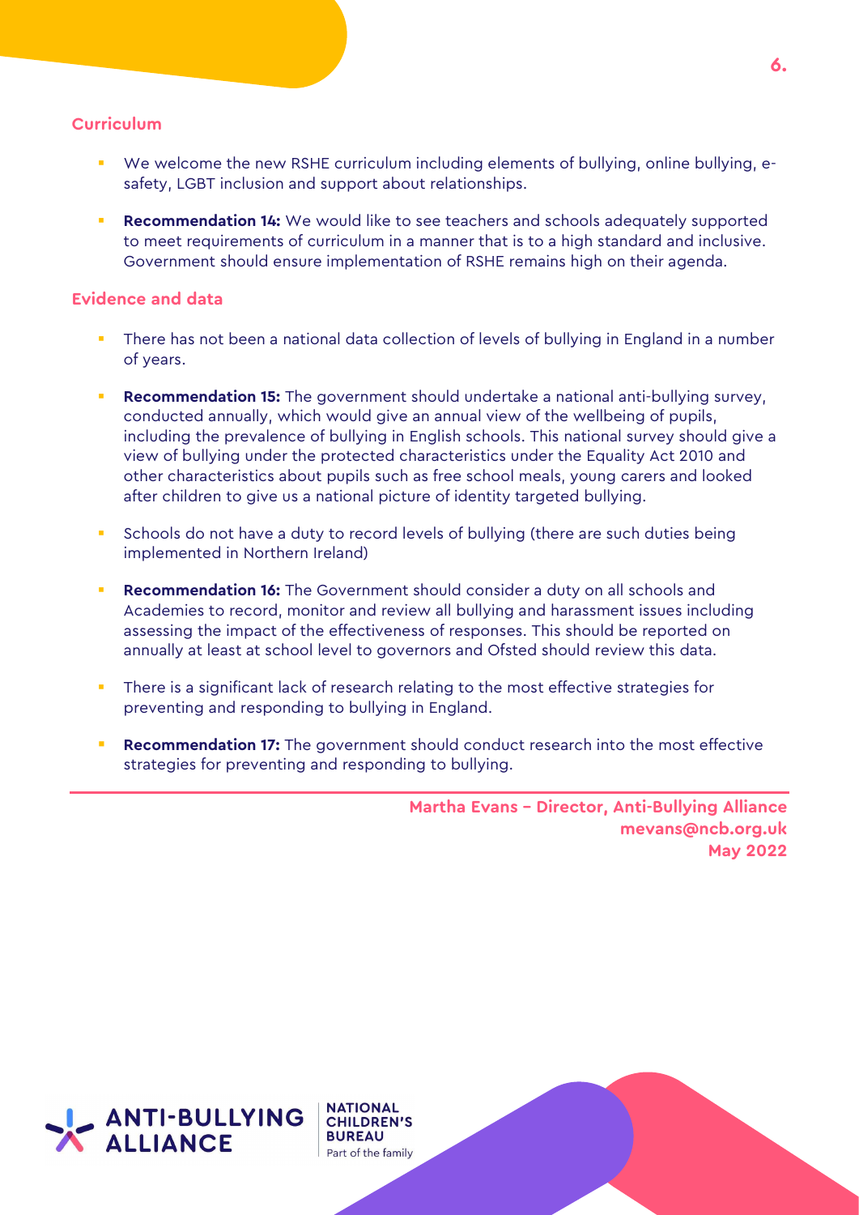## Curriculum

- We welcome the new RSHE curriculum including elements of bullying, online bullying, e-safety, LGBT inclusion and support about relationships.
- **Recommendation 14:** We would like to see teachers and schools adequately supported to meet requirements of curriculum in a manner that is to a high standard and inclusive. Government should ensure implementation of RSHE remains high on their agenda.

## Evidence and data

- There has not been a national data collection of levels of bullying in England in a number of years.
- **Recommendation 15:** The government should undertake a national anti-bullying survey, conducted annually, which would give an annual view of the wellbeing of pupils, including the prevalence of bullying in English schools. This national survey should give a view of bullying under the protected characteristics under the Equality Act 2010 and other characteristics about pupils such as free school meals, young carers and looked after children to give us a national picture of identity targeted bullying.
- Schools do not have a duty to record levels of bullying (there are such duties being implemented in Northern Ireland)
- **Recommendation 16:** The Government should consider a duty on all schools and Academies to record, monitor and review all bullying and harassment issues including assessing the impact of the effectiveness of responses. This should be reported on annually at least at school level to governors and Ofsted should review this data.
- There is a significant lack of research relating to the most effective strategies for preventing and responding to bullying in England.
- **Recommendation 17:** The government should conduct research into the most effective strategies for preventing and responding to bullying.

---

**Martha Evans – Director, Anti-Bullying Alliance**
**mevans@ncb.org.uk**
**May 2022**

ANTI-BULLYING ALLIANCE

NATIONAL CHILDREN'S BUREAU
Part of the family